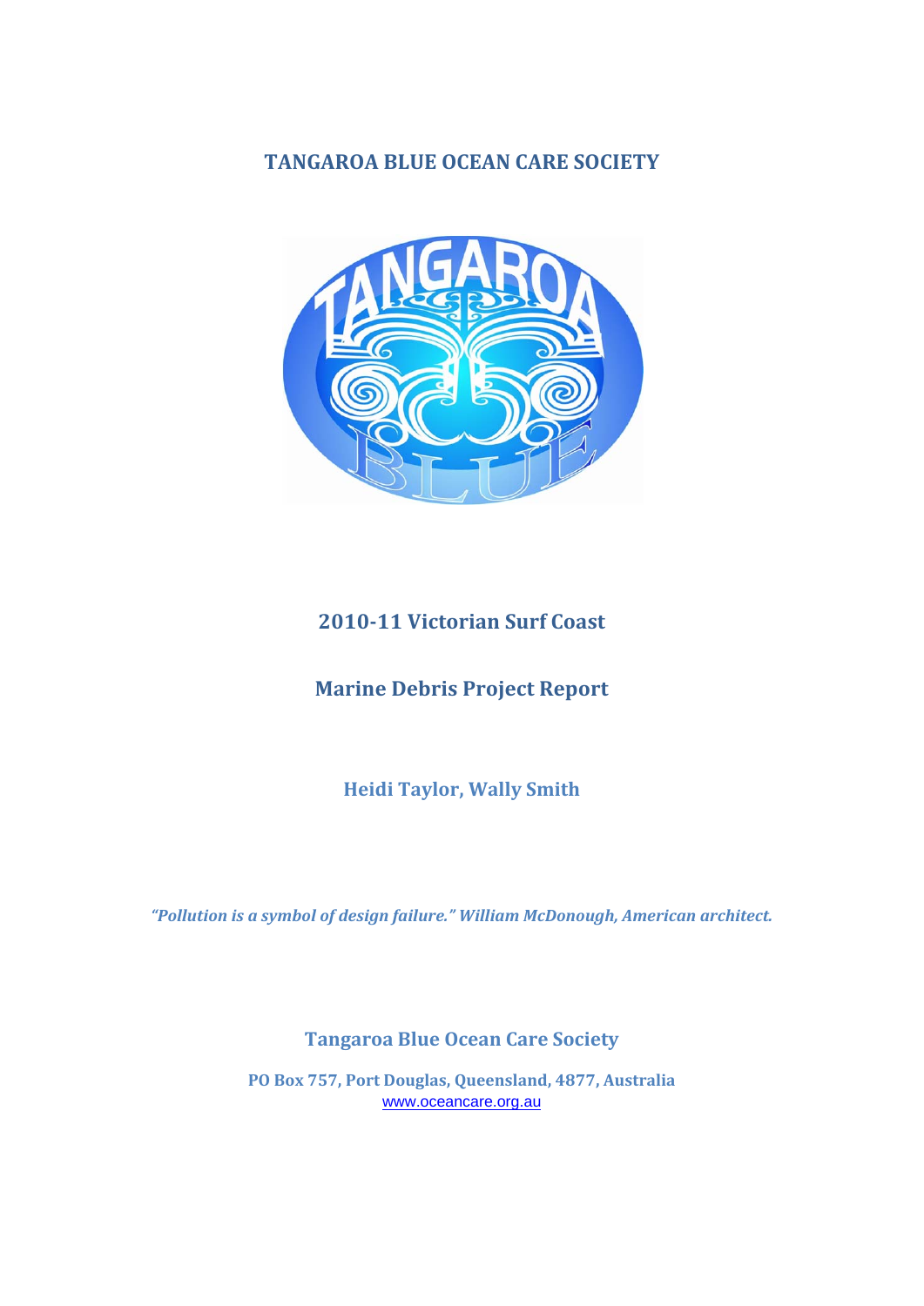# TANGAROA BLUE OCEAN CARE SOCIETY

## 2010-11 Victorian Surf Coast

## Marine Debris Project Report

**Heidi Taylor, Wally Smith**

***"Pollution is a symbol of design failure." William McDonough, American architect.***

**Tangaroa Blue Ocean Care Society**

**PO Box 757, Port Douglas, Queensland, 4877, Australia**
www.oceancare.org.au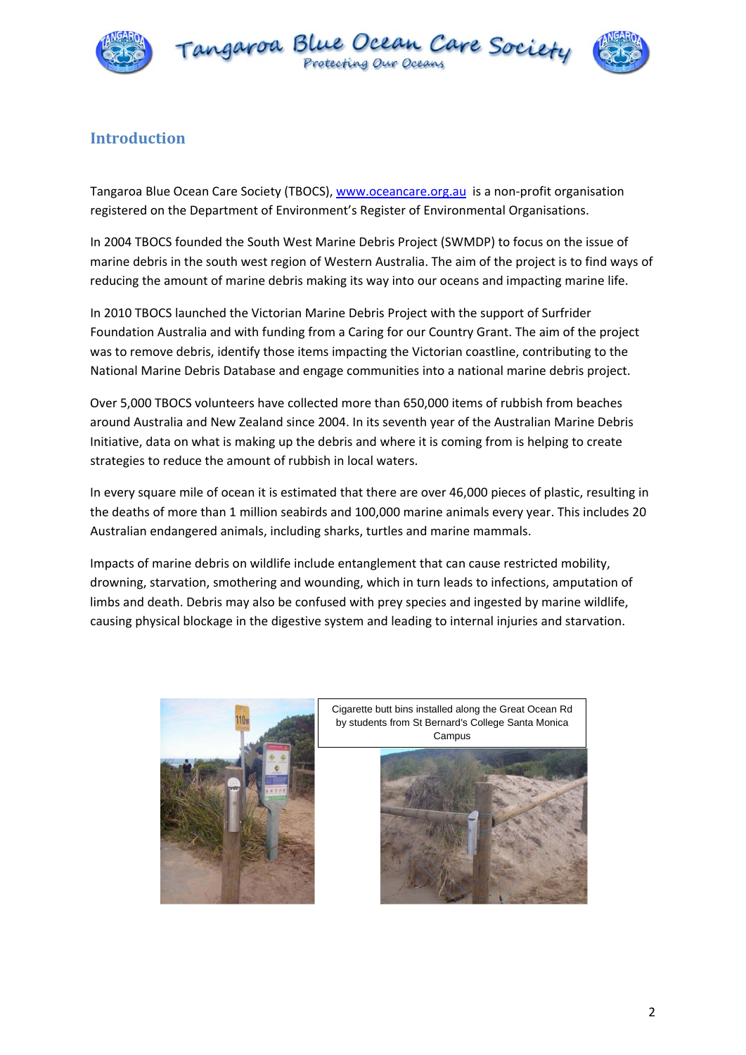## Introduction

Tangaroa Blue Ocean Care Society (TBOCS), [www.oceancare.org.au](http://www.oceancare.org.au) is a non-profit organisation registered on the Department of Environment's Register of Environmental Organisations.

In 2004 TBOCS founded the South West Marine Debris Project (SWMDP) to focus on the issue of marine debris in the south west region of Western Australia. The aim of the project is to find ways of reducing the amount of marine debris making its way into our oceans and impacting marine life.

In 2010 TBOCS launched the Victorian Marine Debris Project with the support of Surfrider Foundation Australia and with funding from a Caring for our Country Grant. The aim of the project was to remove debris, identify those items impacting the Victorian coastline, contributing to the National Marine Debris Database and engage communities into a national marine debris project.

Over 5,000 TBOCS volunteers have collected more than 650,000 items of rubbish from beaches around Australia and New Zealand since 2004. In its seventh year of the Australian Marine Debris Initiative, data on what is making up the debris and where it is coming from is helping to create strategies to reduce the amount of rubbish in local waters.

In every square mile of ocean it is estimated that there are over 46,000 pieces of plastic, resulting in the deaths of more than 1 million seabirds and 100,000 marine animals every year. This includes 20 Australian endangered animals, including sharks, turtles and marine mammals.

Impacts of marine debris on wildlife include entanglement that can cause restricted mobility, drowning, starvation, smothering and wounding, which in turn leads to infections, amputation of limbs and death. Debris may also be confused with prey species and ingested by marine wildlife, causing physical blockage in the digestive system and leading to internal injuries and starvation.

Cigarette butt bins installed along the Great Ocean Rd by students from St Bernard's College Santa Monica Campus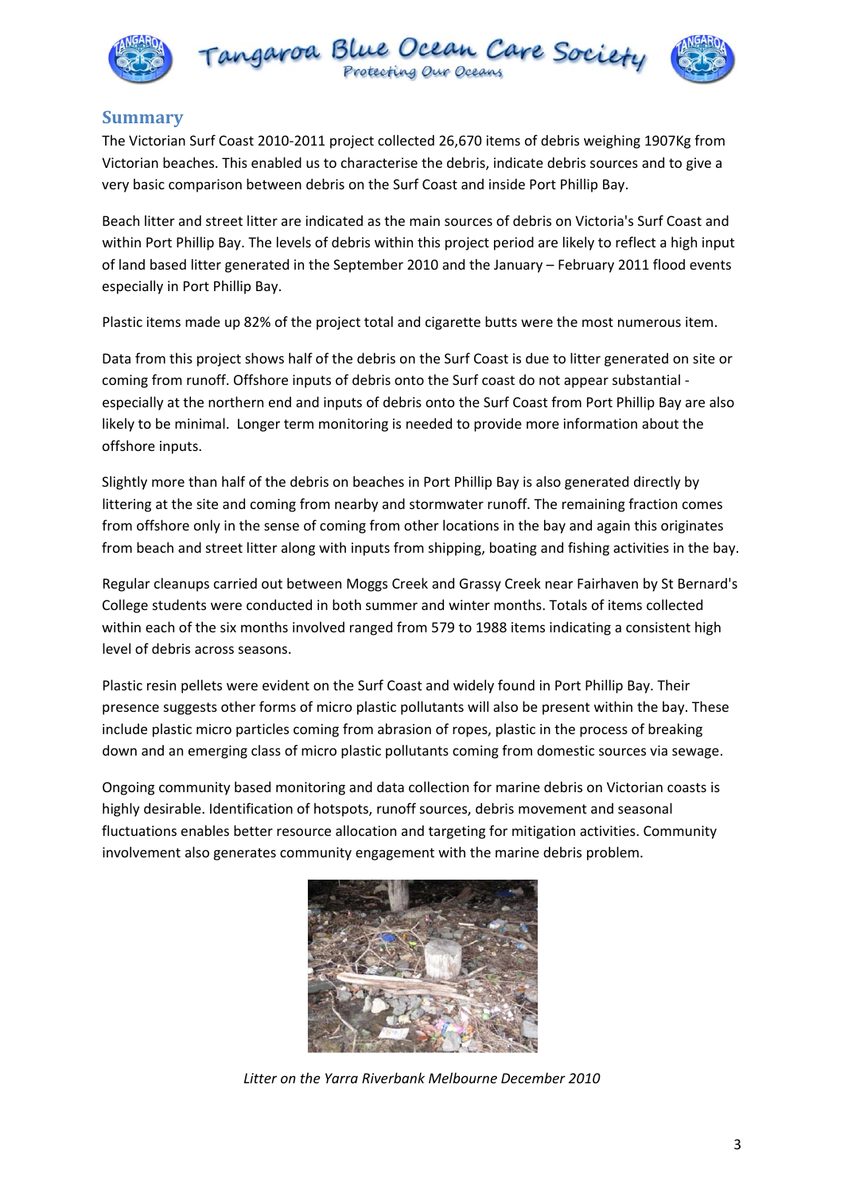## Summary

The Victorian Surf Coast 2010-2011 project collected 26,670 items of debris weighing 1907Kg from Victorian beaches. This enabled us to characterise the debris, indicate debris sources and to give a very basic comparison between debris on the Surf Coast and inside Port Phillip Bay.

Beach litter and street litter are indicated as the main sources of debris on Victoria's Surf Coast and within Port Phillip Bay. The levels of debris within this project period are likely to reflect a high input of land based litter generated in the September 2010 and the January – February 2011 flood events especially in Port Phillip Bay.

Plastic items made up 82% of the project total and cigarette butts were the most numerous item.

Data from this project shows half of the debris on the Surf Coast is due to litter generated on site or coming from runoff. Offshore inputs of debris onto the Surf coast do not appear substantial - especially at the northern end and inputs of debris onto the Surf Coast from Port Phillip Bay are also likely to be minimal. Longer term monitoring is needed to provide more information about the offshore inputs.

Slightly more than half of the debris on beaches in Port Phillip Bay is also generated directly by littering at the site and coming from nearby and stormwater runoff. The remaining fraction comes from offshore only in the sense of coming from other locations in the bay and again this originates from beach and street litter along with inputs from shipping, boating and fishing activities in the bay.

Regular cleanups carried out between Moggs Creek and Grassy Creek near Fairhaven by St Bernard's College students were conducted in both summer and winter months. Totals of items collected within each of the six months involved ranged from 579 to 1988 items indicating a consistent high level of debris across seasons.

Plastic resin pellets were evident on the Surf Coast and widely found in Port Phillip Bay. Their presence suggests other forms of micro plastic pollutants will also be present within the bay. These include plastic micro particles coming from abrasion of ropes, plastic in the process of breaking down and an emerging class of micro plastic pollutants coming from domestic sources via sewage.

Ongoing community based monitoring and data collection for marine debris on Victorian coasts is highly desirable. Identification of hotspots, runoff sources, debris movement and seasonal fluctuations enables better resource allocation and targeting for mitigation activities. Community involvement also generates community engagement with the marine debris problem.

*Litter on the Yarra Riverbank Melbourne December 2010*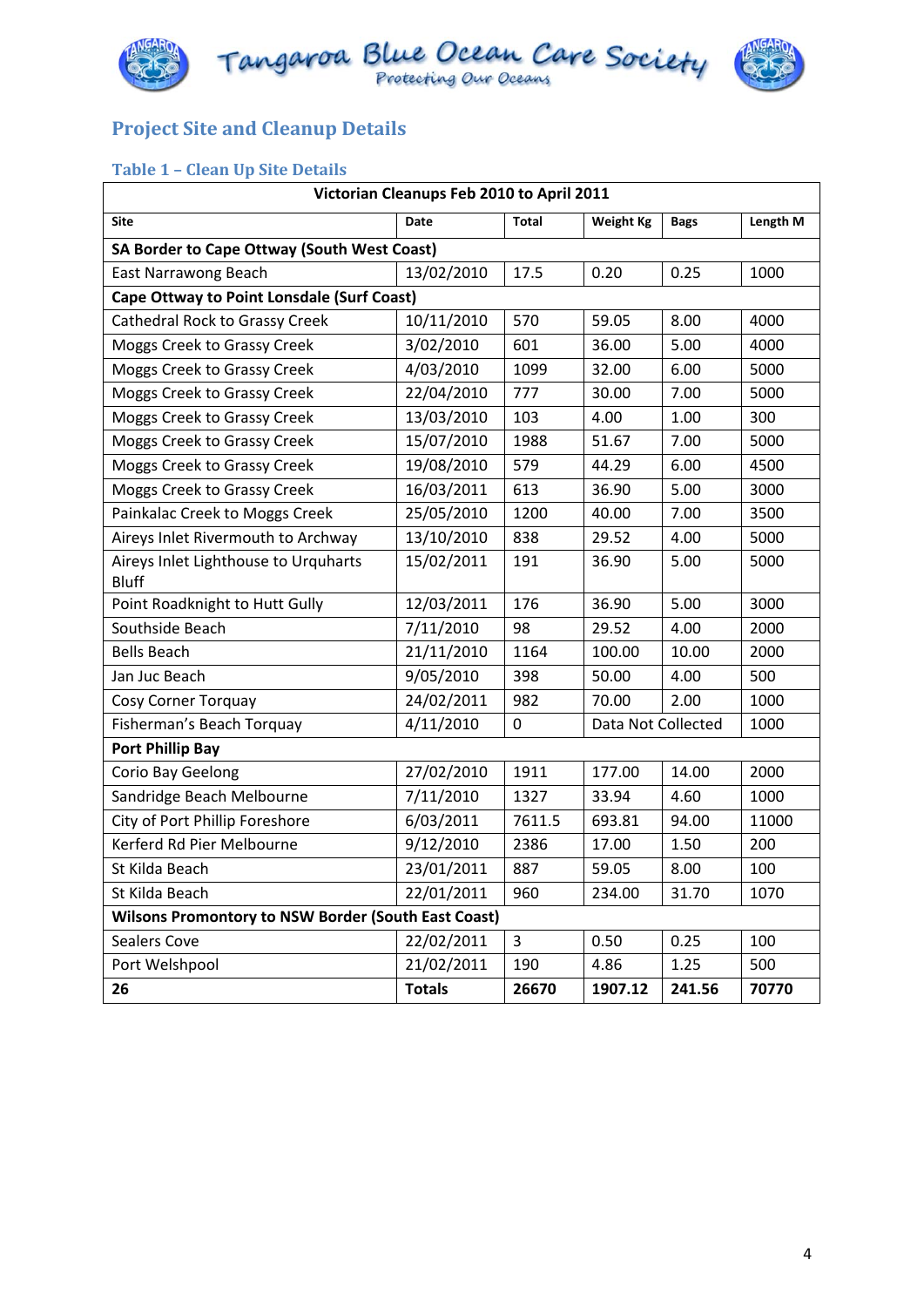## Project Site and Cleanup Details

### Table 1 – Clean Up Site Details

| Victorian Cleanups Feb 2010 to April 2011 | | | | | |
|---|---|---|---|---|---|
| **Site** | **Date** | **Total** | **Weight Kg** | **Bags** | **Length M** |
| **SA Border to Cape Ottway (South West Coast)** | | | | | |
| East Narrawong Beach | 13/02/2010 | 17.5 | 0.20 | 0.25 | 1000 |
| **Cape Ottway to Point Lonsdale (Surf Coast)** | | | | | |
| Cathedral Rock to Grassy Creek | 10/11/2010 | 570 | 59.05 | 8.00 | 4000 |
| Moggs Creek to Grassy Creek | 3/02/2010 | 601 | 36.00 | 5.00 | 4000 |
| Moggs Creek to Grassy Creek | 4/03/2010 | 1099 | 32.00 | 6.00 | 5000 |
| Moggs Creek to Grassy Creek | 22/04/2010 | 777 | 30.00 | 7.00 | 5000 |
| Moggs Creek to Grassy Creek | 13/03/2010 | 103 | 4.00 | 1.00 | 300 |
| Moggs Creek to Grassy Creek | 15/07/2010 | 1988 | 51.67 | 7.00 | 5000 |
| Moggs Creek to Grassy Creek | 19/08/2010 | 579 | 44.29 | 6.00 | 4500 |
| Moggs Creek to Grassy Creek | 16/03/2011 | 613 | 36.90 | 5.00 | 3000 |
| Painkalac Creek to Moggs Creek | 25/05/2010 | 1200 | 40.00 | 7.00 | 3500 |
| Aireys Inlet Rivermouth to Archway | 13/10/2010 | 838 | 29.52 | 4.00 | 5000 |
| Aireys Inlet Lighthouse to Urquharts Bluff | 15/02/2011 | 191 | 36.90 | 5.00 | 5000 |
| Point Roadknight to Hutt Gully | 12/03/2011 | 176 | 36.90 | 5.00 | 3000 |
| Southside Beach | 7/11/2010 | 98 | 29.52 | 4.00 | 2000 |
| Bells Beach | 21/11/2010 | 1164 | 100.00 | 10.00 | 2000 |
| Jan Juc Beach | 9/05/2010 | 398 | 50.00 | 4.00 | 500 |
| Cosy Corner Torquay | 24/02/2011 | 982 | 70.00 | 2.00 | 1000 |
| Fisherman's Beach Torquay | 4/11/2010 | 0 | Data Not Collected | | 1000 |
| **Port Phillip Bay** | | | | | |
| Corio Bay Geelong | 27/02/2010 | 1911 | 177.00 | 14.00 | 2000 |
| Sandridge Beach Melbourne | 7/11/2010 | 1327 | 33.94 | 4.60 | 1000 |
| City of Port Phillip Foreshore | 6/03/2011 | 7611.5 | 693.81 | 94.00 | 11000 |
| Kerferd Rd Pier Melbourne | 9/12/2010 | 2386 | 17.00 | 1.50 | 200 |
| St Kilda Beach | 23/01/2011 | 887 | 59.05 | 8.00 | 100 |
| St Kilda Beach | 22/01/2011 | 960 | 234.00 | 31.70 | 1070 |
| **Wilsons Promontory to NSW Border (South East Coast)** | | | | | |
| Sealers Cove | 22/02/2011 | 3 | 0.50 | 0.25 | 100 |
| Port Welshpool | 21/02/2011 | 190 | 4.86 | 1.25 | 500 |
| **26** | **Totals** | **26670** | **1907.12** | **241.56** | **70770** |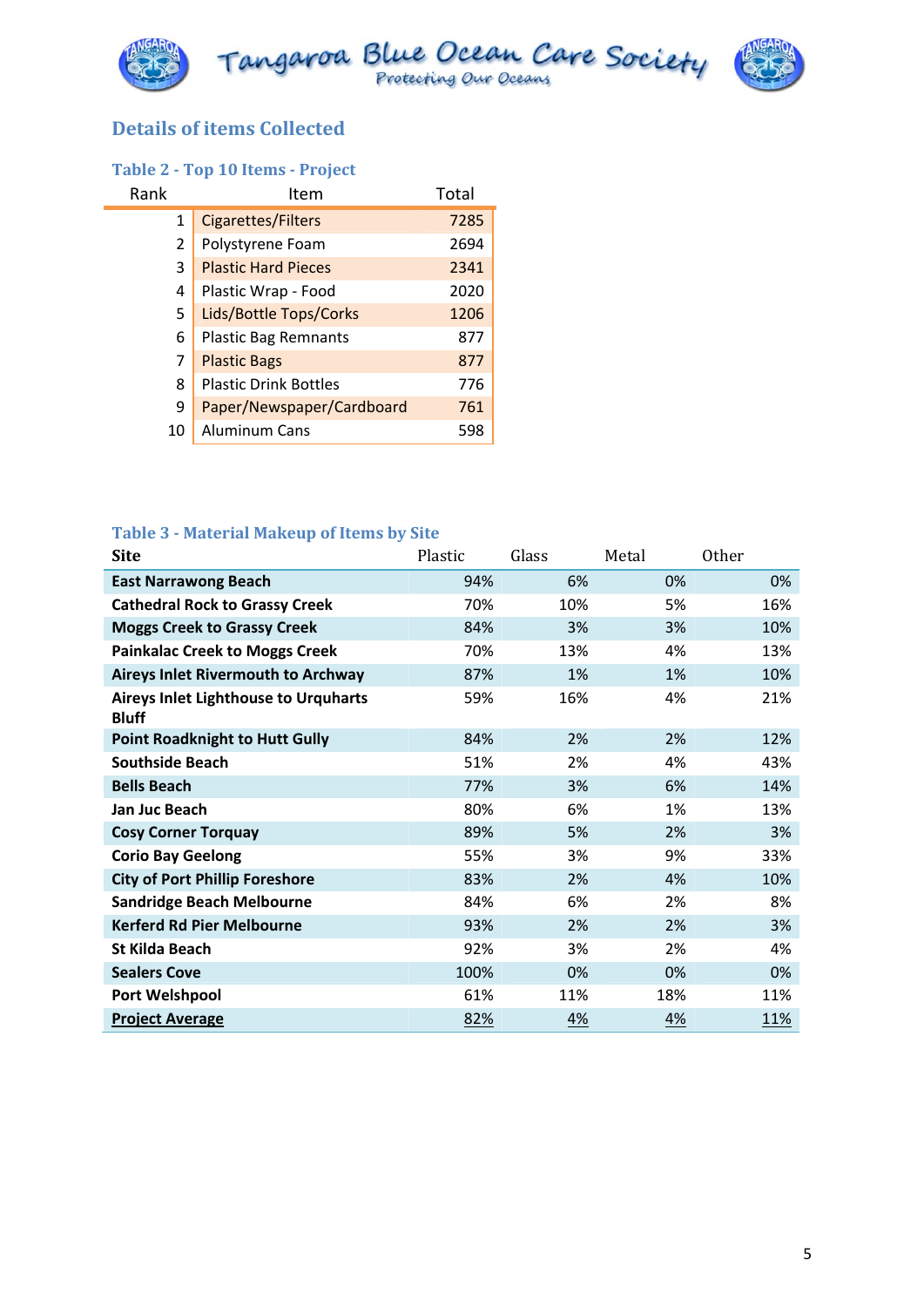## Details of items Collected

### Table 2 - Top 10 Items - Project

| Rank | Item | Total |
|---|---|---|
| 1 | Cigarettes/Filters | 7285 |
| 2 | Polystyrene Foam | 2694 |
| 3 | Plastic Hard Pieces | 2341 |
| 4 | Plastic Wrap - Food | 2020 |
| 5 | Lids/Bottle Tops/Corks | 1206 |
| 6 | Plastic Bag Remnants | 877 |
| 7 | Plastic Bags | 877 |
| 8 | Plastic Drink Bottles | 776 |
| 9 | Paper/Newspaper/Cardboard | 761 |
| 10 | Aluminum Cans | 598 |

### Table 3 - Material Makeup of Items by Site

| Site | Plastic | Glass | Metal | Other |
|---|---|---|---|---|
| **East Narrawong Beach** | 94% | 6% | 0% | 0% |
| **Cathedral Rock to Grassy Creek** | 70% | 10% | 5% | 16% |
| **Moggs Creek to Grassy Creek** | 84% | 3% | 3% | 10% |
| **Painkalac Creek to Moggs Creek** | 70% | 13% | 4% | 13% |
| **Aireys Inlet Rivermouth to Archway** | 87% | 1% | 1% | 10% |
| **Aireys Inlet Lighthouse to Urquharts Bluff** | 59% | 16% | 4% | 21% |
| **Point Roadknight to Hutt Gully** | 84% | 2% | 2% | 12% |
| **Southside Beach** | 51% | 2% | 4% | 43% |
| **Bells Beach** | 77% | 3% | 6% | 14% |
| **Jan Juc Beach** | 80% | 6% | 1% | 13% |
| **Cosy Corner Torquay** | 89% | 5% | 2% | 3% |
| **Corio Bay Geelong** | 55% | 3% | 9% | 33% |
| **City of Port Phillip Foreshore** | 83% | 2% | 4% | 10% |
| **Sandridge Beach Melbourne** | 84% | 6% | 2% | 8% |
| **Kerferd Rd Pier Melbourne** | 93% | 2% | 2% | 3% |
| **St Kilda Beach** | 92% | 3% | 2% | 4% |
| **Sealers Cove** | 100% | 0% | 0% | 0% |
| **Port Welshpool** | 61% | 11% | 18% | 11% |
| **Project Average** | 82% | 4% | 4% | 11% |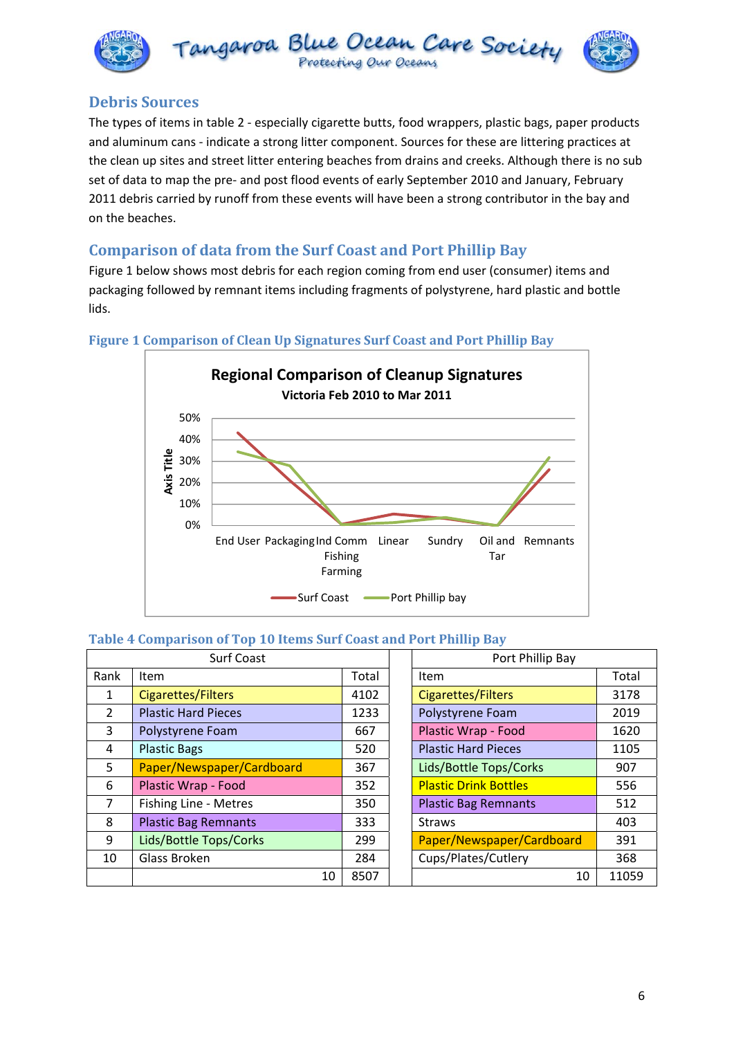## Debris Sources

The types of items in table 2 - especially cigarette butts, food wrappers, plastic bags, paper products and aluminum cans - indicate a strong litter component. Sources for these are littering practices at the clean up sites and street litter entering beaches from drains and creeks. Although there is no sub set of data to map the pre- and post flood events of early September 2010 and January, February 2011 debris carried by runoff from these events will have been a strong contributor in the bay and on the beaches.

## Comparison of data from the Surf Coast and Port Phillip Bay

Figure 1 below shows most debris for each region coming from end user (consumer) items and packaging followed by remnant items including fragments of polystyrene, hard plastic and bottle lids.

**Figure 1 Comparison of Clean Up Signatures Surf Coast and Port Phillip Bay**

**Table 4 Comparison of Top 10 Items Surf Coast and Port Phillip Bay**

| Surf Coast | | | | Port Phillip Bay | |
|---|---|---|---|---|---|
| Rank | Item | Total | | Item | Total |
| 1 | Cigarettes/Filters | 4102 | | Cigarettes/Filters | 3178 |
| 2 | Plastic Hard Pieces | 1233 | | Polystyrene Foam | 2019 |
| 3 | Polystyrene Foam | 667 | | Plastic Wrap - Food | 1620 |
| 4 | Plastic Bags | 520 | | Plastic Hard Pieces | 1105 |
| 5 | Paper/Newspaper/Cardboard | 367 | | Lids/Bottle Tops/Corks | 907 |
| 6 | Plastic Wrap - Food | 352 | | Plastic Drink Bottles | 556 |
| 7 | Fishing Line - Metres | 350 | | Plastic Bag Remnants | 512 |
| 8 | Plastic Bag Remnants | 333 | | Straws | 403 |
| 9 | Lids/Bottle Tops/Corks | 299 | | Paper/Newspaper/Cardboard | 391 |
| 10 | Glass Broken | 284 | | Cups/Plates/Cutlery | 368 |
| | 10 | 8507 | | 10 | 11059 |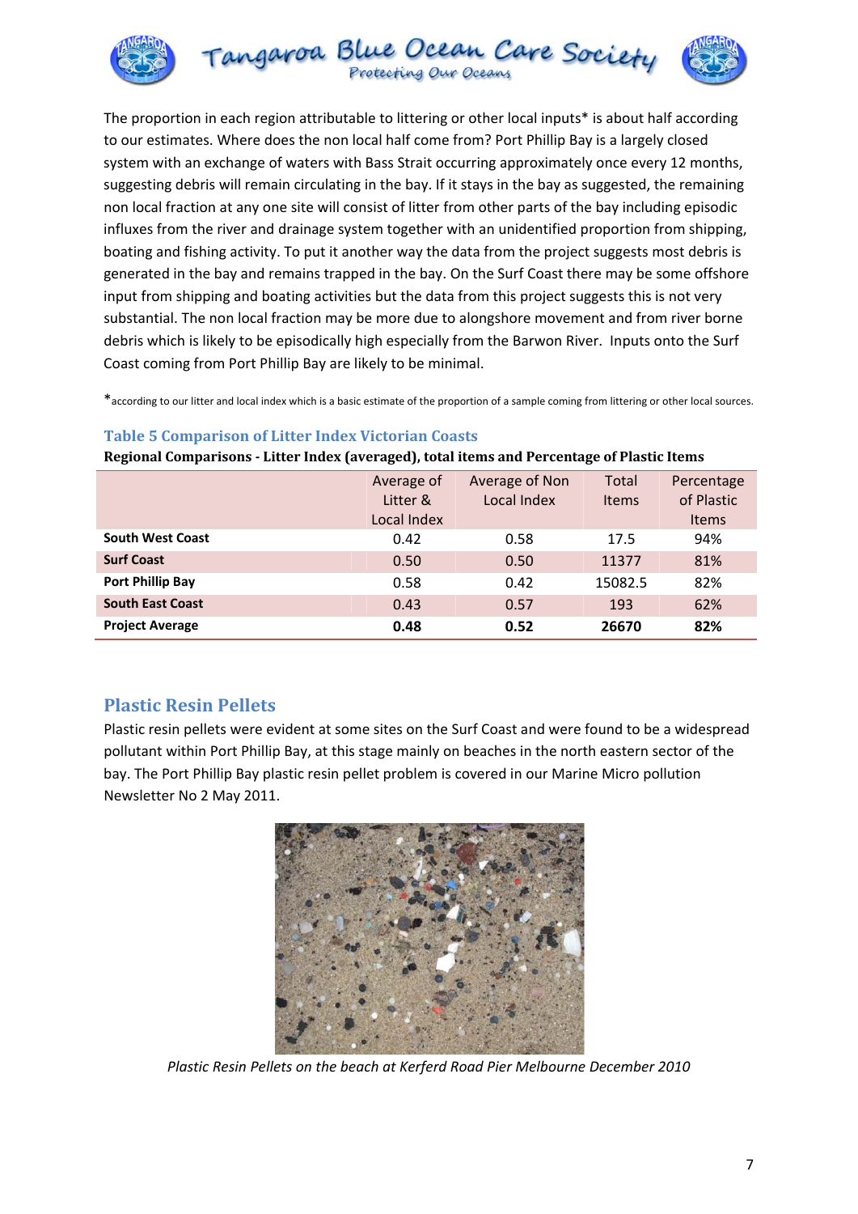The proportion in each region attributable to littering or other local inputs* is about half according to our estimates. Where does the non local half come from? Port Phillip Bay is a largely closed system with an exchange of waters with Bass Strait occurring approximately once every 12 months, suggesting debris will remain circulating in the bay. If it stays in the bay as suggested, the remaining non local fraction at any one site will consist of litter from other parts of the bay including episodic influxes from the river and drainage system together with an unidentified proportion from shipping, boating and fishing activity. To put it another way the data from the project suggests most debris is generated in the bay and remains trapped in the bay. On the Surf Coast there may be some offshore input from shipping and boating activities but the data from this project suggests this is not very substantial. The non local fraction may be more due to alongshore movement and from river borne debris which is likely to be episodically high especially from the Barwon River. Inputs onto the Surf Coast coming from Port Phillip Bay are likely to be minimal.

*according to our litter and local index which is a basic estimate of the proportion of a sample coming from littering or other local sources.

### Table 5 Comparison of Litter Index Victorian Coasts

**Regional Comparisons - Litter Index (averaged), total items and Percentage of Plastic Items**

| | Average of Litter & Local Index | Average of Non Local Index | Total Items | Percentage of Plastic Items |
|---|---|---|---|---|
| **South West Coast** | 0.42 | 0.58 | 17.5 | 94% |
| **Surf Coast** | 0.50 | 0.50 | 11377 | 81% |
| **Port Phillip Bay** | 0.58 | 0.42 | 15082.5 | 82% |
| **South East Coast** | 0.43 | 0.57 | 193 | 62% |
| **Project Average** | **0.48** | **0.52** | **26670** | **82%** |

## Plastic Resin Pellets

Plastic resin pellets were evident at some sites on the Surf Coast and were found to be a widespread pollutant within Port Phillip Bay, at this stage mainly on beaches in the north eastern sector of the bay. The Port Phillip Bay plastic resin pellet problem is covered in our Marine Micro pollution Newsletter No 2 May 2011.

*Plastic Resin Pellets on the beach at Kerferd Road Pier Melbourne December 2010*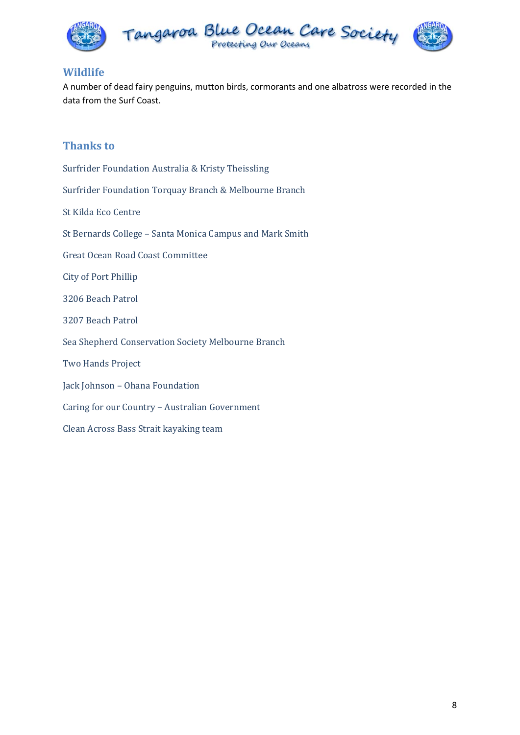## Wildlife

A number of dead fairy penguins, mutton birds, cormorants and one albatross were recorded in the data from the Surf Coast.

## Thanks to

Surfrider Foundation Australia & Kristy Theissling

Surfrider Foundation Torquay Branch & Melbourne Branch

St Kilda Eco Centre

St Bernards College – Santa Monica Campus and Mark Smith

Great Ocean Road Coast Committee

City of Port Phillip

3206 Beach Patrol

3207 Beach Patrol

Sea Shepherd Conservation Society Melbourne Branch

Two Hands Project

Jack Johnson – Ohana Foundation

Caring for our Country – Australian Government

Clean Across Bass Strait kayaking team